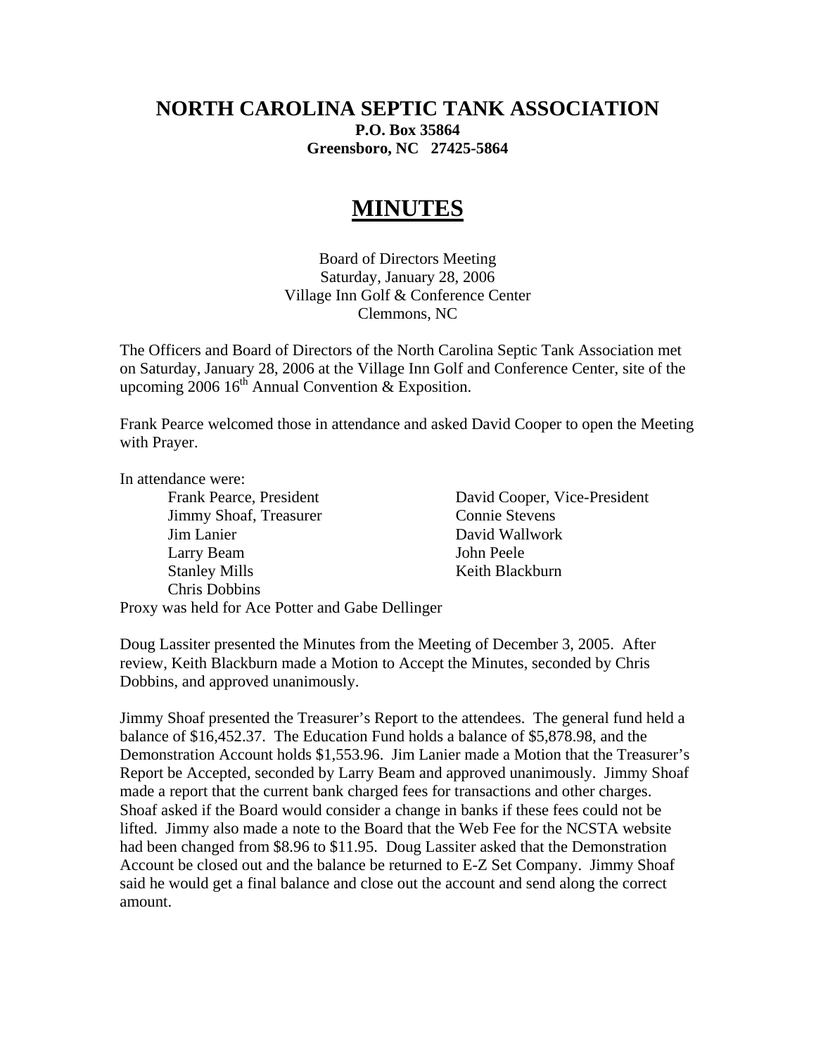# NORTH CAROLINA SEPTIC TANK ASSOCIATION

**P.O. Box 35864**
**Greensboro, NC 27425-5864**

# MINUTES

Board of Directors Meeting
Saturday, January 28, 2006
Village Inn Golf & Conference Center
Clemmons, NC

The Officers and Board of Directors of the North Carolina Septic Tank Association met on Saturday, January 28, 2006 at the Village Inn Golf and Conference Center, site of the upcoming 2006 16th Annual Convention & Exposition.

Frank Pearce welcomed those in attendance and asked David Cooper to open the Meeting with Prayer.

In attendance were:

- Frank Pearce, President
- David Cooper, Vice-President
- Jimmy Shoaf, Treasurer
- Connie Stevens
- Jim Lanier
- David Wallwork
- Larry Beam
- John Peele
- Stanley Mills
- Keith Blackburn
- Chris Dobbins

Proxy was held for Ace Potter and Gabe Dellinger

Doug Lassiter presented the Minutes from the Meeting of December 3, 2005. After review, Keith Blackburn made a Motion to Accept the Minutes, seconded by Chris Dobbins, and approved unanimously.

Jimmy Shoaf presented the Treasurer's Report to the attendees. The general fund held a balance of $16,452.37. The Education Fund holds a balance of $5,878.98, and the Demonstration Account holds $1,553.96. Jim Lanier made a Motion that the Treasurer's Report be Accepted, seconded by Larry Beam and approved unanimously. Jimmy Shoaf made a report that the current bank charged fees for transactions and other charges. Shoaf asked if the Board would consider a change in banks if these fees could not be lifted. Jimmy also made a note to the Board that the Web Fee for the NCSTA website had been changed from $8.96 to $11.95. Doug Lassiter asked that the Demonstration Account be closed out and the balance be returned to E-Z Set Company. Jimmy Shoaf said he would get a final balance and close out the account and send along the correct amount.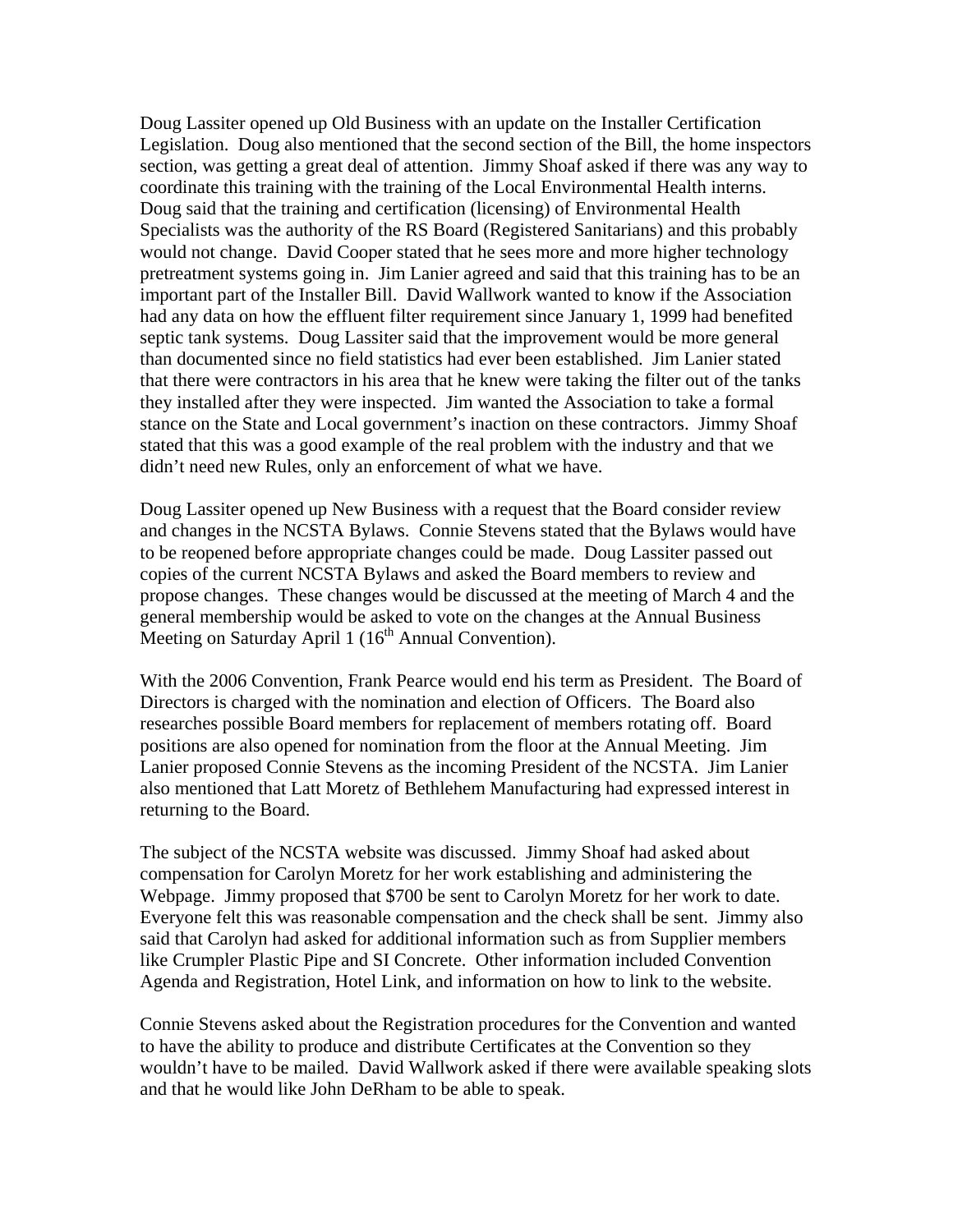Doug Lassiter opened up Old Business with an update on the Installer Certification Legislation. Doug also mentioned that the second section of the Bill, the home inspectors section, was getting a great deal of attention. Jimmy Shoaf asked if there was any way to coordinate this training with the training of the Local Environmental Health interns. Doug said that the training and certification (licensing) of Environmental Health Specialists was the authority of the RS Board (Registered Sanitarians) and this probably would not change. David Cooper stated that he sees more and more higher technology pretreatment systems going in. Jim Lanier agreed and said that this training has to be an important part of the Installer Bill. David Wallwork wanted to know if the Association had any data on how the effluent filter requirement since January 1, 1999 had benefited septic tank systems. Doug Lassiter said that the improvement would be more general than documented since no field statistics had ever been established. Jim Lanier stated that there were contractors in his area that he knew were taking the filter out of the tanks they installed after they were inspected. Jim wanted the Association to take a formal stance on the State and Local government's inaction on these contractors. Jimmy Shoaf stated that this was a good example of the real problem with the industry and that we didn't need new Rules, only an enforcement of what we have.

Doug Lassiter opened up New Business with a request that the Board consider review and changes in the NCSTA Bylaws. Connie Stevens stated that the Bylaws would have to be reopened before appropriate changes could be made. Doug Lassiter passed out copies of the current NCSTA Bylaws and asked the Board members to review and propose changes. These changes would be discussed at the meeting of March 4 and the general membership would be asked to vote on the changes at the Annual Business Meeting on Saturday April 1 (16th Annual Convention).

With the 2006 Convention, Frank Pearce would end his term as President. The Board of Directors is charged with the nomination and election of Officers. The Board also researches possible Board members for replacement of members rotating off. Board positions are also opened for nomination from the floor at the Annual Meeting. Jim Lanier proposed Connie Stevens as the incoming President of the NCSTA. Jim Lanier also mentioned that Latt Moretz of Bethlehem Manufacturing had expressed interest in returning to the Board.

The subject of the NCSTA website was discussed. Jimmy Shoaf had asked about compensation for Carolyn Moretz for her work establishing and administering the Webpage. Jimmy proposed that $700 be sent to Carolyn Moretz for her work to date. Everyone felt this was reasonable compensation and the check shall be sent. Jimmy also said that Carolyn had asked for additional information such as from Supplier members like Crumpler Plastic Pipe and SI Concrete. Other information included Convention Agenda and Registration, Hotel Link, and information on how to link to the website.

Connie Stevens asked about the Registration procedures for the Convention and wanted to have the ability to produce and distribute Certificates at the Convention so they wouldn't have to be mailed. David Wallwork asked if there were available speaking slots and that he would like John DeRham to be able to speak.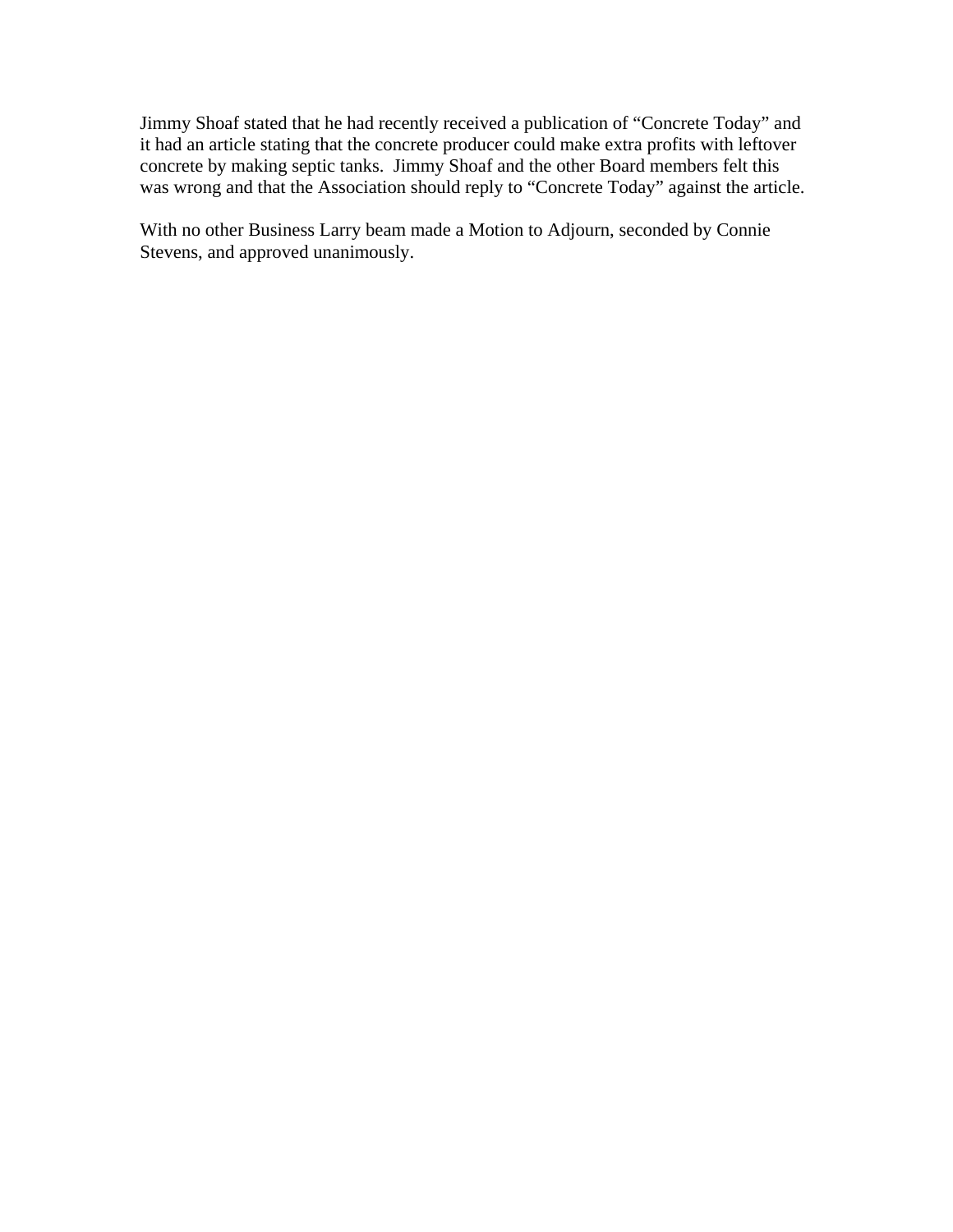Jimmy Shoaf stated that he had recently received a publication of "Concrete Today" and it had an article stating that the concrete producer could make extra profits with leftover concrete by making septic tanks. Jimmy Shoaf and the other Board members felt this was wrong and that the Association should reply to "Concrete Today" against the article.

With no other Business Larry beam made a Motion to Adjourn, seconded by Connie Stevens, and approved unanimously.